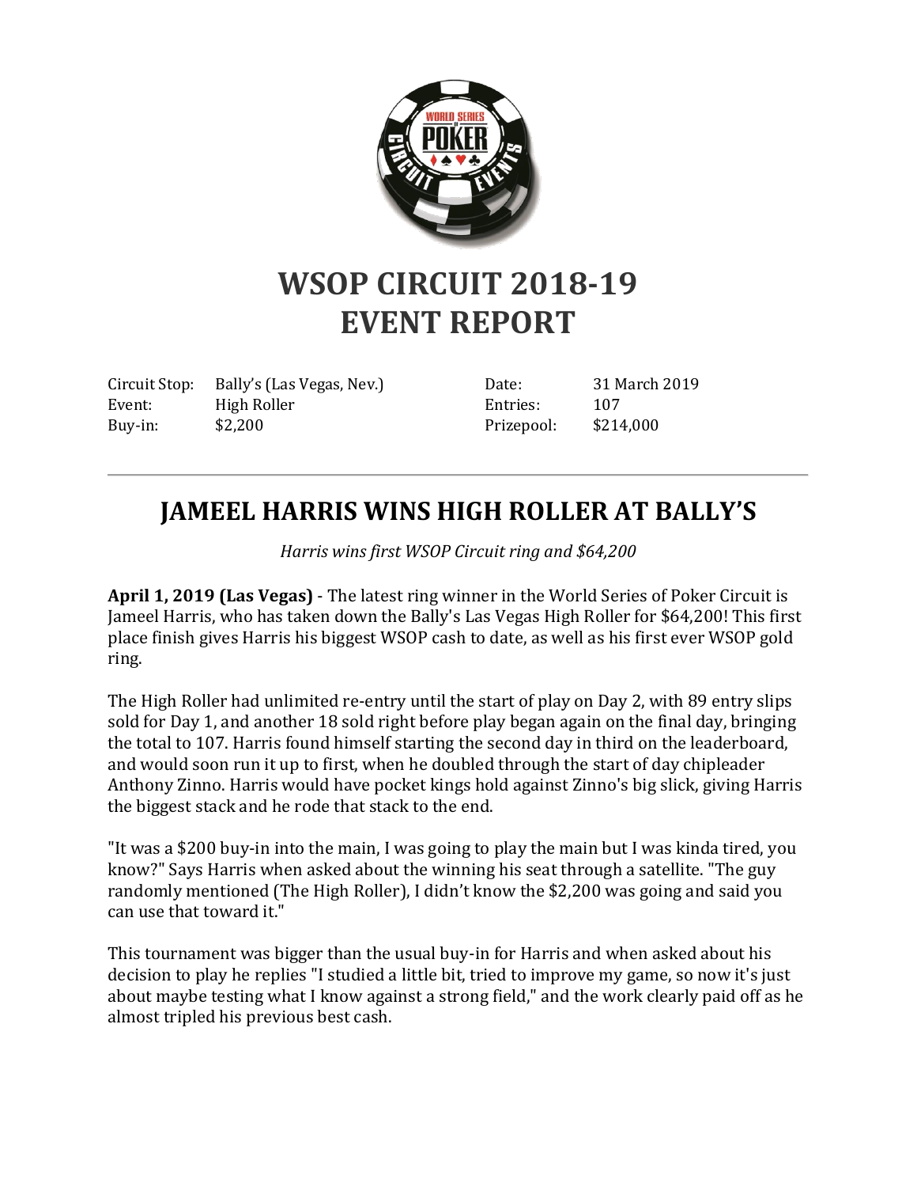# WSOP CIRCUIT 2018-19
# EVENT REPORT

| | | | |
|---|---|---|---|
| Circuit Stop: | Bally's (Las Vegas, Nev.) | Date: | 31 March 2019 |
| Event: | High Roller | Entries: | 107 |
| Buy-in: | $2,200 | Prizepool: | $214,000 |

---

## JAMEEL HARRIS WINS HIGH ROLLER AT BALLY'S

*Harris wins first WSOP Circuit ring and $64,200*

**April 1, 2019 (Las Vegas)** - The latest ring winner in the World Series of Poker Circuit is Jameel Harris, who has taken down the Bally's Las Vegas High Roller for $64,200! This first place finish gives Harris his biggest WSOP cash to date, as well as his first ever WSOP gold ring.

The High Roller had unlimited re-entry until the start of play on Day 2, with 89 entry slips sold for Day 1, and another 18 sold right before play began again on the final day, bringing the total to 107. Harris found himself starting the second day in third on the leaderboard, and would soon run it up to first, when he doubled through the start of day chipleader Anthony Zinno. Harris would have pocket kings hold against Zinno's big slick, giving Harris the biggest stack and he rode that stack to the end.

"It was a $200 buy-in into the main, I was going to play the main but I was kinda tired, you know?" Says Harris when asked about the winning his seat through a satellite. "The guy randomly mentioned (The High Roller), I didn't know the $2,200 was going and said you can use that toward it."

This tournament was bigger than the usual buy-in for Harris and when asked about his decision to play he replies "I studied a little bit, tried to improve my game, so now it's just about maybe testing what I know against a strong field," and the work clearly paid off as he almost tripled his previous best cash.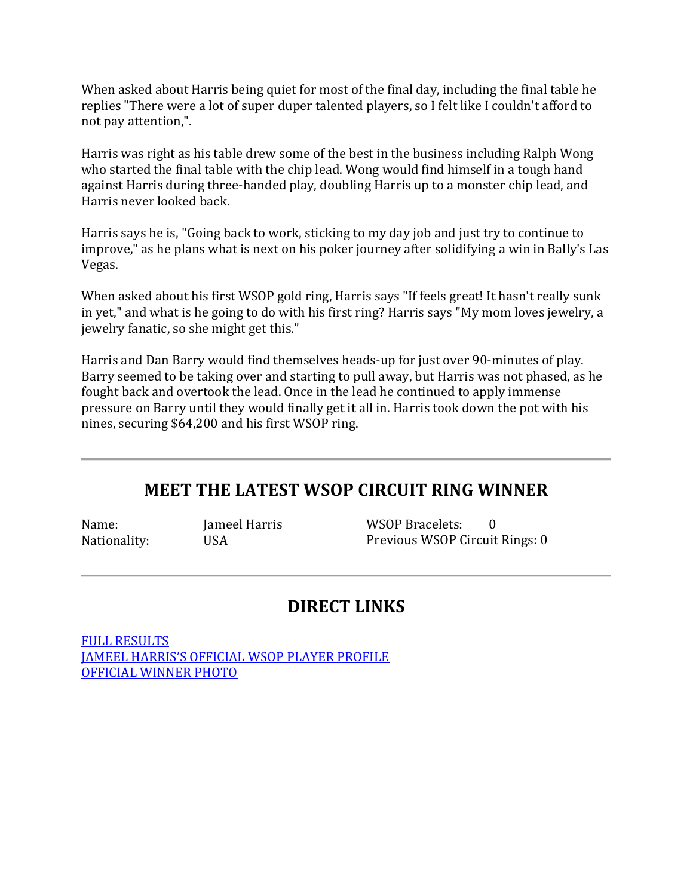When asked about Harris being quiet for most of the final day, including the final table he replies "There were a lot of super duper talented players, so I felt like I couldn't afford to not pay attention,".

Harris was right as his table drew some of the best in the business including Ralph Wong who started the final table with the chip lead. Wong would find himself in a tough hand against Harris during three-handed play, doubling Harris up to a monster chip lead, and Harris never looked back.

Harris says he is, "Going back to work, sticking to my day job and just try to continue to improve," as he plans what is next on his poker journey after solidifying a win in Bally's Las Vegas.

When asked about his first WSOP gold ring, Harris says "If feels great! It hasn't really sunk in yet," and what is he going to do with his first ring? Harris says "My mom loves jewelry, a jewelry fanatic, so she might get this."

Harris and Dan Barry would find themselves heads-up for just over 90-minutes of play. Barry seemed to be taking over and starting to pull away, but Harris was not phased, as he fought back and overtook the lead. Once in the lead he continued to apply immense pressure on Barry until they would finally get it all in. Harris took down the pot with his nines, securing $64,200 and his first WSOP ring.

---

## MEET THE LATEST WSOP CIRCUIT RING WINNER

| | | | |
|---|---|---|---|
| Name: | Jameel Harris | WSOP Bracelets: | 0 |
| Nationality: | USA | Previous WSOP Circuit Rings: | 0 |

---

## DIRECT LINKS

[FULL RESULTS]
[JAMEEL HARRIS'S OFFICIAL WSOP PLAYER PROFILE]
[OFFICIAL WINNER PHOTO]